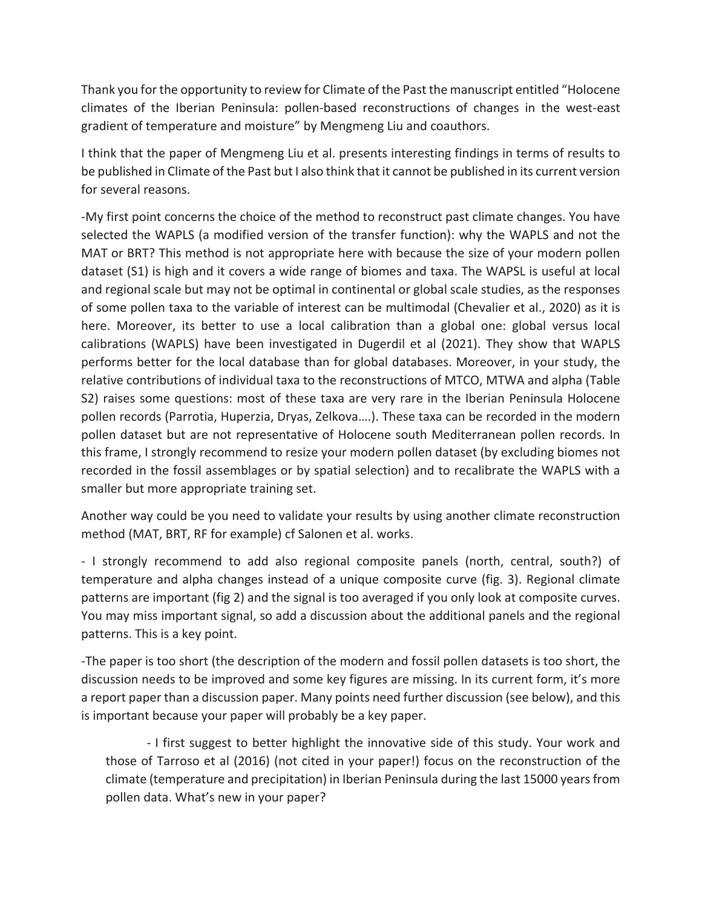Thank you for the opportunity to review for Climate of the Past the manuscript entitled "Holocene climates of the Iberian Peninsula: pollen-based reconstructions of changes in the west-east gradient of temperature and moisture" by Mengmeng Liu and coauthors.

I think that the paper of Mengmeng Liu et al. presents interesting findings in terms of results to be published in Climate of the Past but I also think that it cannot be published in its current version for several reasons.

-My first point concerns the choice of the method to reconstruct past climate changes. You have selected the WAPLS (a modified version of the transfer function): why the WAPLS and not the MAT or BRT? This method is not appropriate here with because the size of your modern pollen dataset (S1) is high and it covers a wide range of biomes and taxa. The WAPSL is useful at local and regional scale but may not be optimal in continental or global scale studies, as the responses of some pollen taxa to the variable of interest can be multimodal (Chevalier et al., 2020) as it is here. Moreover, its better to use a local calibration than a global one: global versus local calibrations (WAPLS) have been investigated in Dugerdil et al (2021). They show that WAPLS performs better for the local database than for global databases. Moreover, in your study, the relative contributions of individual taxa to the reconstructions of MTCO, MTWA and alpha (Table S2) raises some questions: most of these taxa are very rare in the Iberian Peninsula Holocene pollen records (Parrotia, Huperzia, Dryas, Zelkova….). These taxa can be recorded in the modern pollen dataset but are not representative of Holocene south Mediterranean pollen records. In this frame, I strongly recommend to resize your modern pollen dataset (by excluding biomes not recorded in the fossil assemblages or by spatial selection) and to recalibrate the WAPLS with a smaller but more appropriate training set.

Another way could be you need to validate your results by using another climate reconstruction method (MAT, BRT, RF for example) cf Salonen et al. works.

- I strongly recommend to add also regional composite panels (north, central, south?) of temperature and alpha changes instead of a unique composite curve (fig. 3). Regional climate patterns are important (fig 2) and the signal is too averaged if you only look at composite curves. You may miss important signal, so add a discussion about the additional panels and the regional patterns. This is a key point.

-The paper is too short (the description of the modern and fossil pollen datasets is too short, the discussion needs to be improved and some key figures are missing. In its current form, it's more a report paper than a discussion paper. Many points need further discussion (see below), and this is important because your paper will probably be a key paper.

- I first suggest to better highlight the innovative side of this study. Your work and those of Tarroso et al (2016) (not cited in your paper!) focus on the reconstruction of the climate (temperature and precipitation) in Iberian Peninsula during the last 15000 years from pollen data. What's new in your paper?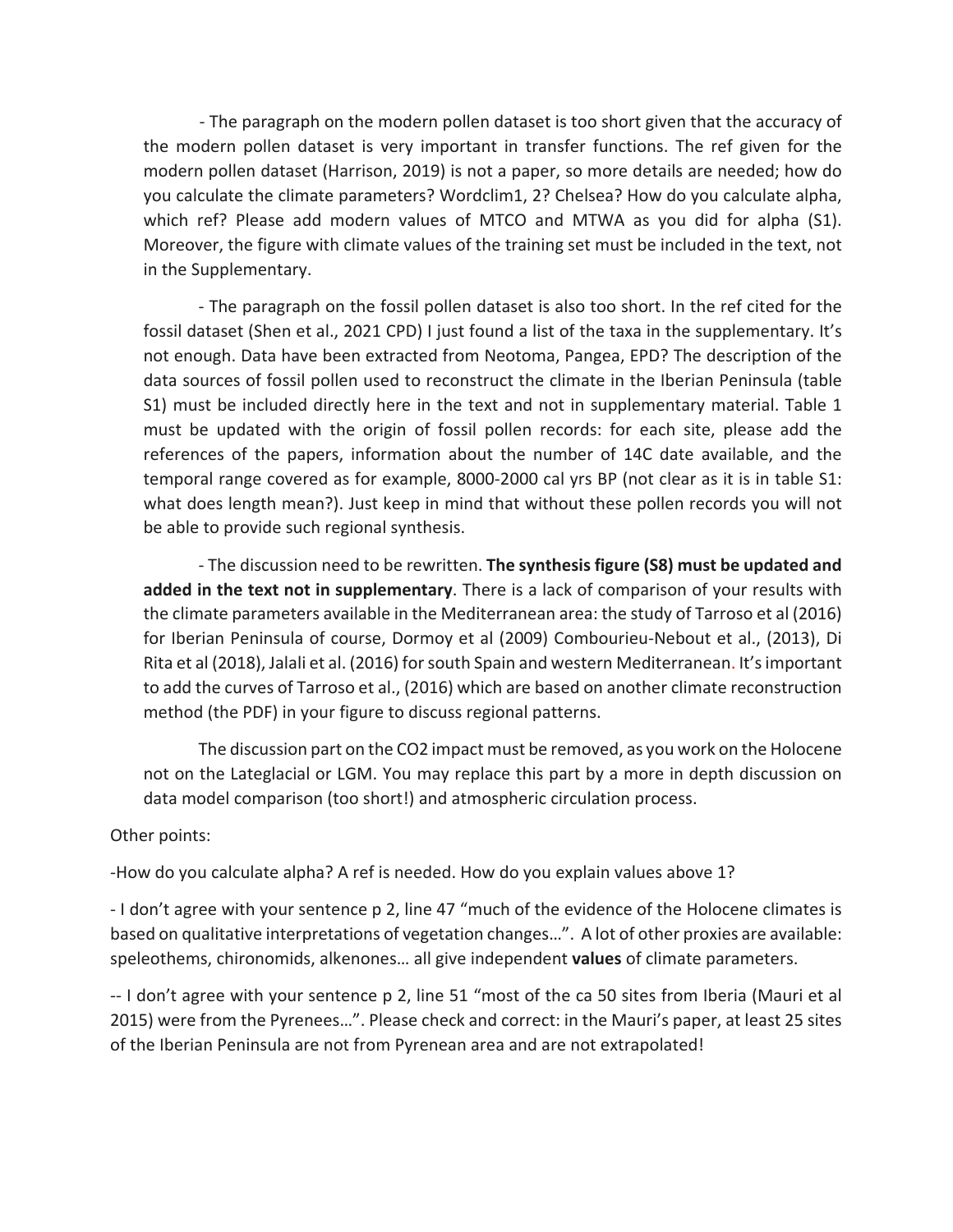- The paragraph on the modern pollen dataset is too short given that the accuracy of the modern pollen dataset is very important in transfer functions. The ref given for the modern pollen dataset (Harrison, 2019) is not a paper, so more details are needed; how do you calculate the climate parameters? Wordclim1, 2? Chelsea? How do you calculate alpha, which ref? Please add modern values of MTCO and MTWA as you did for alpha (S1). Moreover, the figure with climate values of the training set must be included in the text, not in the Supplementary.

- The paragraph on the fossil pollen dataset is also too short. In the ref cited for the fossil dataset (Shen et al., 2021 CPD) I just found a list of the taxa in the supplementary. It's not enough. Data have been extracted from Neotoma, Pangea, EPD? The description of the data sources of fossil pollen used to reconstruct the climate in the Iberian Peninsula (table S1) must be included directly here in the text and not in supplementary material. Table 1 must be updated with the origin of fossil pollen records: for each site, please add the references of the papers, information about the number of 14C date available, and the temporal range covered as for example, 8000-2000 cal yrs BP (not clear as it is in table S1: what does length mean?). Just keep in mind that without these pollen records you will not be able to provide such regional synthesis.

- The discussion need to be rewritten. **The synthesis figure (S8) must be updated and added in the text not in supplementary**. There is a lack of comparison of your results with the climate parameters available in the Mediterranean area: the study of Tarroso et al (2016) for Iberian Peninsula of course, Dormoy et al (2009) Combourieu-Nebout et al., (2013), Di Rita et al (2018), Jalali et al. (2016) for south Spain and western Mediterranean. It's important to add the curves of Tarroso et al., (2016) which are based on another climate reconstruction method (the PDF) in your figure to discuss regional patterns.

The discussion part on the CO2 impact must be removed, as you work on the Holocene not on the Lateglacial or LGM. You may replace this part by a more in depth discussion on data model comparison (too short!) and atmospheric circulation process.

Other points:

-How do you calculate alpha? A ref is needed. How do you explain values above 1?

- I don't agree with your sentence p 2, line 47 "much of the evidence of the Holocene climates is based on qualitative interpretations of vegetation changes…". A lot of other proxies are available: speleothems, chironomids, alkenones… all give independent **values** of climate parameters.

-- I don't agree with your sentence p 2, line 51 "most of the ca 50 sites from Iberia (Mauri et al 2015) were from the Pyrenees…". Please check and correct: in the Mauri's paper, at least 25 sites of the Iberian Peninsula are not from Pyrenean area and are not extrapolated!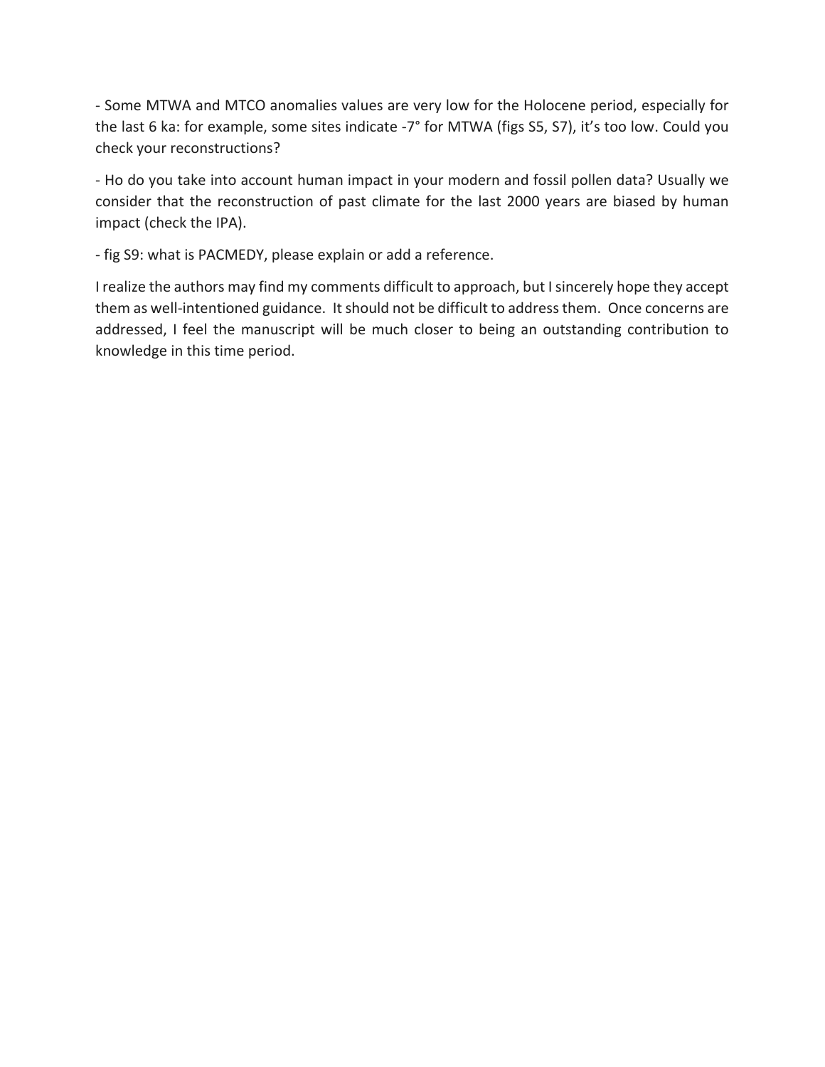- Some MTWA and MTCO anomalies values are very low for the Holocene period, especially for the last 6 ka: for example, some sites indicate -7° for MTWA (figs S5, S7), it's too low. Could you check your reconstructions?

- Ho do you take into account human impact in your modern and fossil pollen data? Usually we consider that the reconstruction of past climate for the last 2000 years are biased by human impact (check the IPA).

- fig S9: what is PACMEDY, please explain or add a reference.

I realize the authors may find my comments difficult to approach, but I sincerely hope they accept them as well-intentioned guidance. It should not be difficult to address them. Once concerns are addressed, I feel the manuscript will be much closer to being an outstanding contribution to knowledge in this time period.